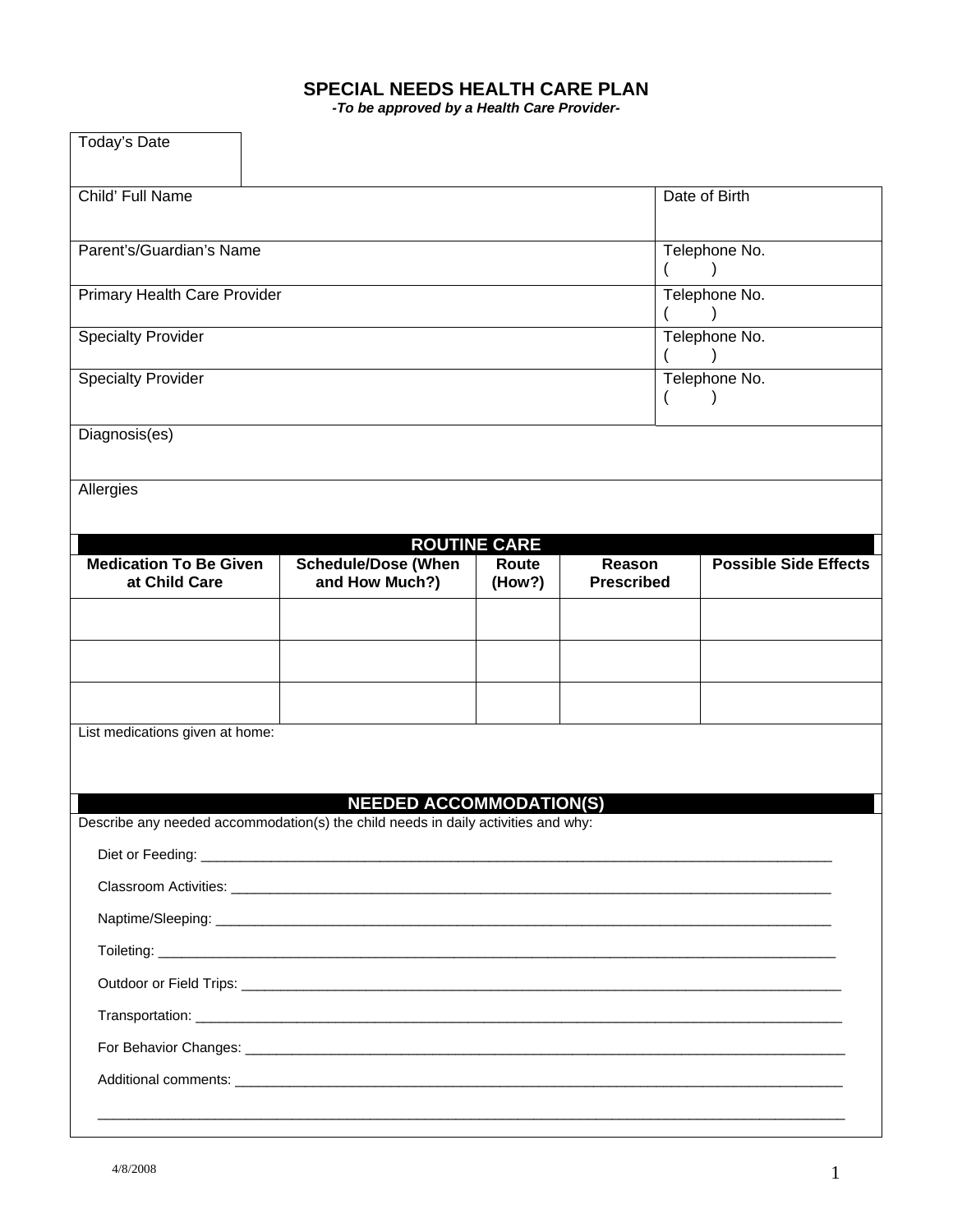# SPECIAL NEEDS HEALTH CARE PLAN

***-To be approved by a Health Care Provider-***

| Today's Date | |
|---|---|
| Child' Full Name | Date of Birth |
| Parent's/Guardian's Name | Telephone No. ( ) |
| Primary Health Care Provider | Telephone No. ( ) |
| Specialty Provider | Telephone No. ( ) |
| Specialty Provider | Telephone No. ( ) |
| Diagnosis(es) | |
| Allergies | |

## ROUTINE CARE

| Medication To Be Given at Child Care | Schedule/Dose (When and How Much?) | Route (How?) | Reason Prescribed | Possible Side Effects |
|---|---|---|---|---|
| | | | | |
| | | | | |
| | | | | |

List medications given at home:

## NEEDED ACCOMMODATION(S)

Describe any needed accommodation(s) the child needs in daily activities and why:

Diet or Feeding: ______________________________________________________________________________

Classroom Activities: __________________________________________________________________________

Naptime/Sleeping: ____________________________________________________________________________

Toileting: ___________________________________________________________________________________

Outdoor or Field Trips: ________________________________________________________________________

Transportation: ______________________________________________________________________________

For Behavior Changes: _________________________________________________________________________

Additional comments: __________________________________________________________________________

_____________________________________________________________________________________________

4/8/2008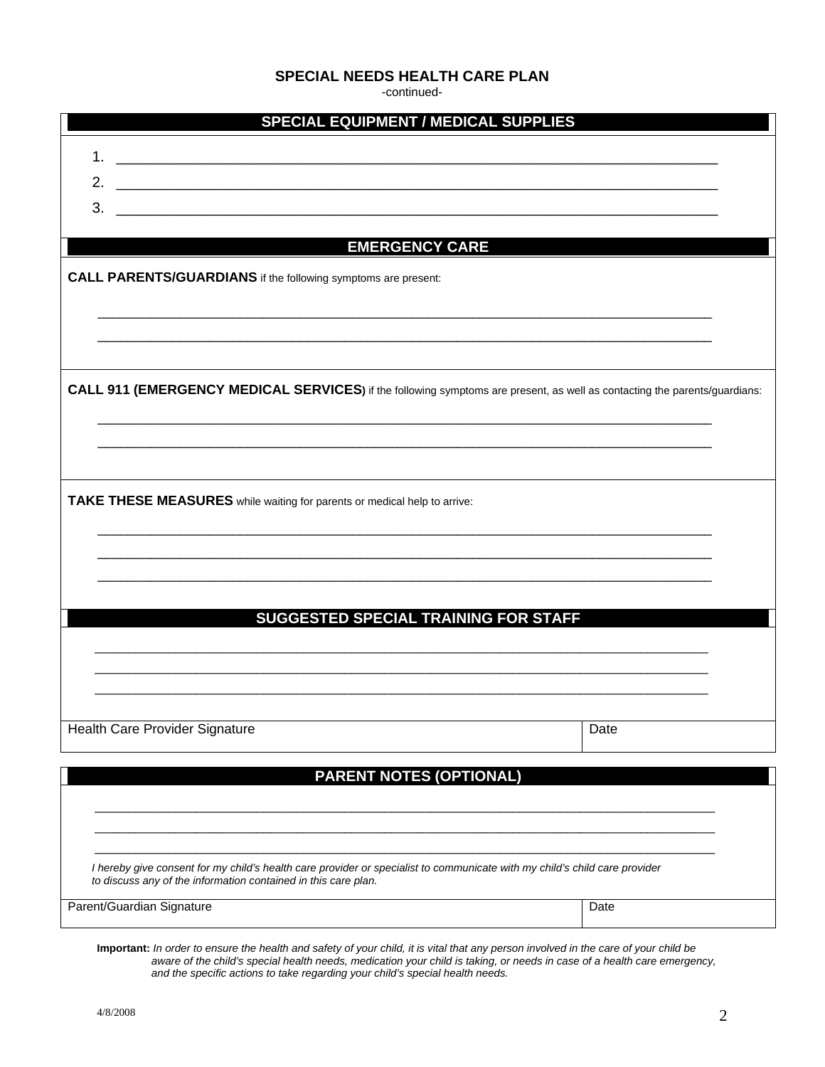# SPECIAL NEEDS HEALTH CARE PLAN

-continued-

## SPECIAL EQUIPMENT / MEDICAL SUPPLIES

1. ______________________________________________________________________
2. ______________________________________________________________________
3. ______________________________________________________________________

## EMERGENCY CARE

**CALL PARENTS/GUARDIANS** if the following symptoms are present:

______________________________________________________________________

______________________________________________________________________

**CALL 911 (EMERGENCY MEDICAL SERVICES)** if the following symptoms are present, as well as contacting the parents/guardians:

______________________________________________________________________

______________________________________________________________________

**TAKE THESE MEASURES** while waiting for parents or medical help to arrive:

______________________________________________________________________

______________________________________________________________________

______________________________________________________________________

## SUGGESTED SPECIAL TRAINING FOR STAFF

______________________________________________________________________

______________________________________________________________________

______________________________________________________________________

| Health Care Provider Signature | Date |
|---|---|

## PARENT NOTES (OPTIONAL)

______________________________________________________________________

______________________________________________________________________

______________________________________________________________________

*I hereby give consent for my child's health care provider or specialist to communicate with my child's child care provider to discuss any of the information contained in this care plan.*

| Parent/Guardian Signature | Date |
|---|---|

**Important:** *In order to ensure the health and safety of your child, it is vital that any person involved in the care of your child be aware of the child's special health needs, medication your child is taking, or needs in case of a health care emergency, and the specific actions to take regarding your child's special health needs.*

4/8/2008